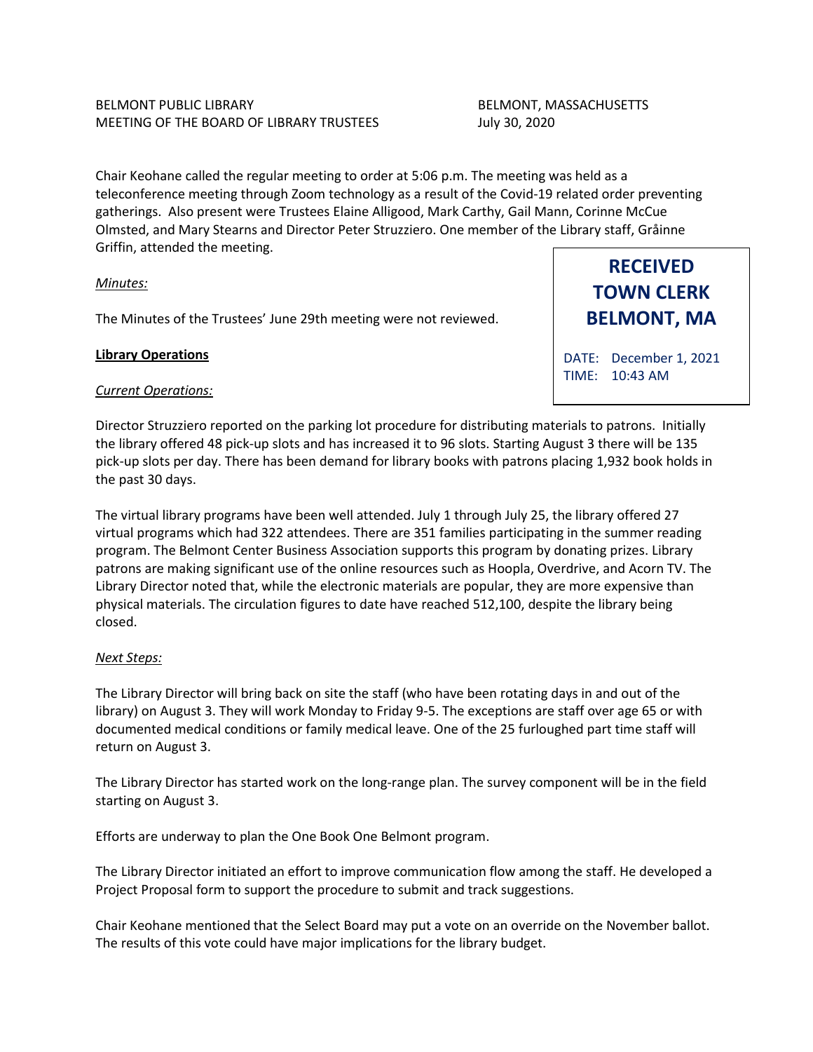BELMONT PUBLIC LIBRARY
MEETING OF THE BOARD OF LIBRARY TRUSTEES

BELMONT, MASSACHUSETTS
July 30, 2020

**RECEIVED**
**TOWN CLERK**
**BELMONT, MA**

DATE: December 1, 2021
TIME: 10:43 AM

Chair Keohane called the regular meeting to order at 5:06 p.m. The meeting was held as a teleconference meeting through Zoom technology as a result of the Covid-19 related order preventing gatherings. Also present were Trustees Elaine Alligood, Mark Carthy, Gail Mann, Corinne McCue Olmsted, and Mary Stearns and Director Peter Struzziero. One member of the Library staff, Gråinne Griffin, attended the meeting.

*Minutes:*

The Minutes of the Trustees' June 29th meeting were not reviewed.

**Library Operations**

*Current Operations:*

Director Struzziero reported on the parking lot procedure for distributing materials to patrons. Initially the library offered 48 pick-up slots and has increased it to 96 slots. Starting August 3 there will be 135 pick-up slots per day. There has been demand for library books with patrons placing 1,932 book holds in the past 30 days.

The virtual library programs have been well attended. July 1 through July 25, the library offered 27 virtual programs which had 322 attendees. There are 351 families participating in the summer reading program. The Belmont Center Business Association supports this program by donating prizes. Library patrons are making significant use of the online resources such as Hoopla, Overdrive, and Acorn TV. The Library Director noted that, while the electronic materials are popular, they are more expensive than physical materials. The circulation figures to date have reached 512,100, despite the library being closed.

*Next Steps:*

The Library Director will bring back on site the staff (who have been rotating days in and out of the library) on August 3. They will work Monday to Friday 9-5. The exceptions are staff over age 65 or with documented medical conditions or family medical leave. One of the 25 furloughed part time staff will return on August 3.

The Library Director has started work on the long-range plan. The survey component will be in the field starting on August 3.

Efforts are underway to plan the One Book One Belmont program.

The Library Director initiated an effort to improve communication flow among the staff. He developed a Project Proposal form to support the procedure to submit and track suggestions.

Chair Keohane mentioned that the Select Board may put a vote on an override on the November ballot. The results of this vote could have major implications for the library budget.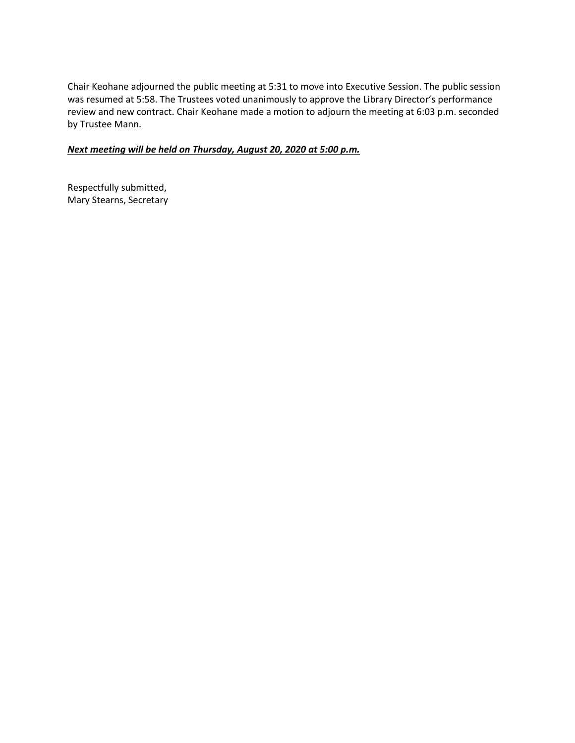Chair Keohane adjourned the public meeting at 5:31 to move into Executive Session. The public session was resumed at 5:58. The Trustees voted unanimously to approve the Library Director's performance review and new contract. Chair Keohane made a motion to adjourn the meeting at 6:03 p.m. seconded by Trustee Mann.

***<u>Next meeting will be held on Thursday, August 20, 2020 at 5:00 p.m.</u>***

Respectfully submitted,
Mary Stearns, Secretary